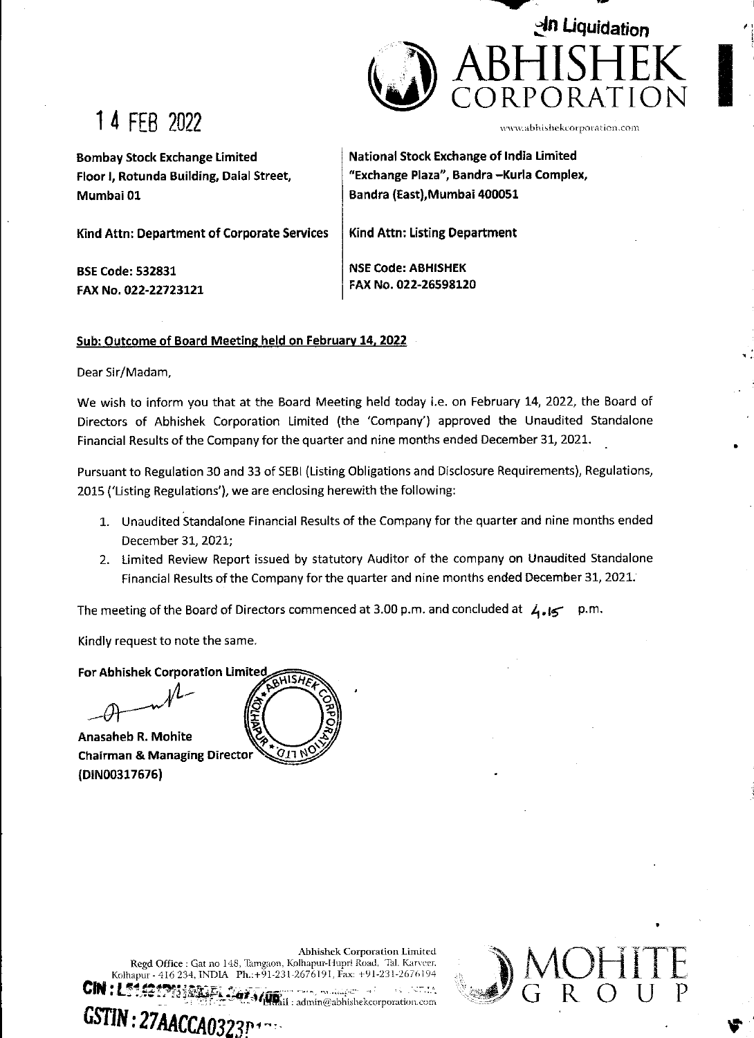In Liquidation

ABHISHEK CORPORATION

www.abhishekcorporation.com

14 FEB 2022

| Bombay Stock Exchange Limited<br>Floor I, Rotunda Building, Dalal Street,<br>Mumbai 01 | National Stock Exchange of India Limited<br>"Exchange Plaza", Bandra –Kurla Complex,<br>Bandra (East),Mumbai 400051 |
|---|---|
| **Kind Attn: Department of Corporate Services** | **Kind Attn: Listing Department** |
| **BSE Code: 532831**<br>**FAX No. 022-22723121** | **NSE Code: ABHISHEK**<br>**FAX No. 022-26598120** |

**Sub: Outcome of Board Meeting held on February 14, 2022**

Dear Sir/Madam,

We wish to inform you that at the Board Meeting held today i.e. on February 14, 2022, the Board of Directors of Abhishek Corporation Limited (the 'Company') approved the Unaudited Standalone Financial Results of the Company for the quarter and nine months ended December 31, 2021.

Pursuant to Regulation 30 and 33 of SEBI (Listing Obligations and Disclosure Requirements), Regulations, 2015 ('Listing Regulations'), we are enclosing herewith the following:

1. Unaudited Standalone Financial Results of the Company for the quarter and nine months ended December 31, 2021;
2. Limited Review Report issued by statutory Auditor of the company on Unaudited Standalone Financial Results of the Company for the quarter and nine months ended December 31, 2021.

The meeting of the Board of Directors commenced at 3.00 p.m. and concluded at 4.15 p.m.

Kindly request to note the same.

**For Abhishek Corporation Limited**

**Anasaheb R. Mohite**
**Chairman & Managing Director**
**(DIN00317676)**

Abhishek Corporation Limited
Regd Office : Gat no 148, Tamgaon, Kolhapur-Hupri Road, Tal. Karveer.
Kolhapur - 416 234, INDIA Ph.:+91-231-2676191, Fax: +91-231-2676194
Email : admin@abhishekcorporation.com

MOHITE GROUP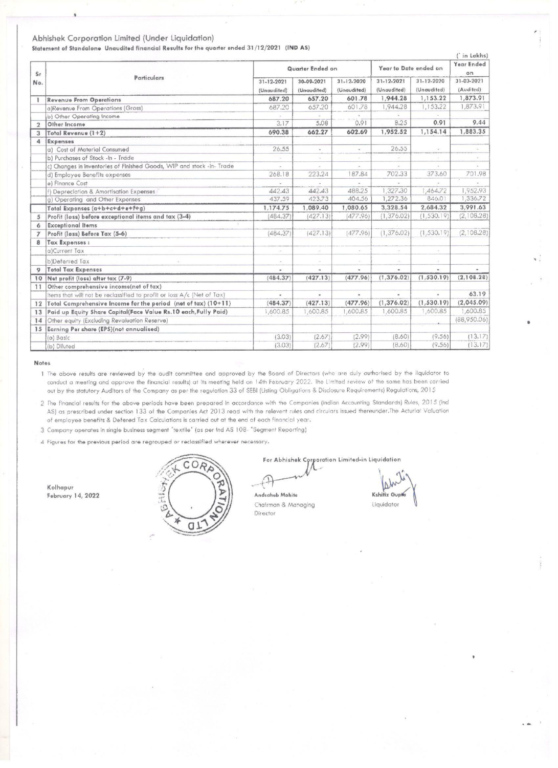Abhishek Corporation Limited (Under Liquidation)

**Statement of Standalone Unaudited financial Results for the quarter ended 31/12/2021 (IND AS)**

(` in Lakhs)

| Sr No. | Particulars | Quarter Ended on | | | Year to Date ended on | | Year Ended on |
|---|---|---|---|---|---|---|---|
| | | 31-12-2021 (Unaudited) | 30-09-2021 (Unaudited) | 31-12-2020 (Unaudited) | 31-12-2021 (Unaudited) | 31-12-2020 (Unaudited) | 31-03-2021 (Audited) |
| 1 | **Revenue From Operations** | **687.20** | **657.20** | **601.78** | **1,944.28** | **1,153.22** | **1,873.91** |
| | a)Revenue From Operations (Gross) | 687.20 | 657.20 | 601.78 | 1,944.28 | 1,153.22 | 1,873.91 |
| | b) Other Operating Income | - | - | - | - | - | - |
| 2 | **Other Income** | 3.17 | 5.08 | 0.91 | 8.25 | **0.91** | 9.44 |
| 3 | **Total Revenue (1+2)** | **690.38** | **662.27** | **602.69** | **1,952.52** | **1,154.14** | **1,883.35** |
| 4 | **Expenses** | | | | | | |
| | a) Cost of Material Consumed | 26.55 | - | - | 26.55 | - | - |
| | b) Purchases of Stock -in - Trade | - | - | - | - | - | - |
| | c) Changes in Inventories of Finished Goods, WIP and stock -in- Trade | - | - | - | - | - | - |
| | d) Employee Benefits expenses | 268.18 | 223.24 | 187.84 | 702.33 | 373.60 | 701.98 |
| | e) Finance Cost | - | - | - | - | - | - |
| | f) Depreciation & Amortisation Expenses | 442.43 | 442.43 | 488.25 | 1,327.30 | 1,464.72 | 1,952.93 |
| | g) Operating and Other Expenses | 437.59 | 423.73 | 404.56 | 1,272.36 | 846.01 | 1,336.72 |
| | **Total Expenses (a+b+c+d+e+f+g)** | **1,174.75** | **1,089.40** | **1,080.65** | **3,328.54** | **2,684.32** | **3,991.63** |
| 5 | **Profit (loss) before exceptional items and tax (3-4)** | (484.37) | (427.13) | (477.96) | (1,376.02) | (1,530.19) | (2,108.28) |
| 6 | **Exceptional Items** | | | | | | |
| 7 | **Profit (loss) Before Tax (5-6)** | (484.37) | (427.13) | (477.96) | (1,376.02) | (1,530.19) | (2,108.28) |
| 8 | **Tax Expenses :** | | | | | | |
| | a)Current Tax | - | - | - | - | - | |
| | b)Deferred Tax | - | - | - | - | - | |
| 9 | **Total Tax Expenses** | - | - | - | - | - | - |
| 10 | **Net profit (loss) after tax (7-9)** | **(484.37)** | **(427.13)** | **(477.96)** | **(1,376.02)** | **(1,530.19)** | **(2,108.28)** |
| 11 | **Other comprehensive income(net of tax)** | | | | | | |
| | Items that will not be reclassified to profit or loss A/c (Net of Tax) | - | - | - | - | - | 63.19 |
| 12 | **Total Comprehensive Income for the period (net of tax) (10+11)** | **(484.37)** | **(427.13)** | **(477.96)** | **(1,376.02)** | **(1,530.19)** | **(2,045.09)** |
| 13 | **Paid up Equity Share Capital(Face Value Rs.10 each,Fully Paid)** | 1,600.85 | 1,600.85 | 1,600.85 | 1,600.85 | 1,600.85 | 1,600.85 |
| 14 | Other equity (Excluding Revaluation Reserve) | | | | | - | (88,950.06) |
| 15 | **Earning Per share (EPS)(not annualised)** | | | | | | |
| | (a) Basic | (3.03) | (2.67) | (2.99) | (8.60) | (9.56) | (13.17) |
| | (b) Diluted | (3.03) | (2.67) | (2.99) | (8.60) | (9.56) | (13.17) |

**Notes**

1. The above results are reviewed by the audit committee and approved by the Board of Directors (who are duly authorised by the liquidator to conduct a meeting and approve the financial results) at its meeting held on 14th February 2022. The Limited review of the same has been carried out by the statutory Auditors of the Company as per the regulation 33 of SEBI (Listing Obligations & Disclosure Requirements) Regulations, 2015
2. The financial results for the above periods have been prepared in accordance with the Companies (Indian Accounting Standards) Rules, 2015 (Ind AS) as prescribed under section 133 of the Companies Act 2013 read with the relevent rules and circulars issued thereunder.The Acturial Valuation of employee benefits & Defered Tax Calculations is carried out at the end of each financial year.
3. Company operates in single business segment "textile" (as per Ind AS 108- "Segment Reporting)
4. Figures for the previous period are regrouped or reclassified wherever necessary.

For Abhishek Corporation Limited-in Liquidation

Kolhapur
February 14, 2022

Andsaheb Mohite
Chairman & Managing Director

Kshitiz Gupta
Liquidator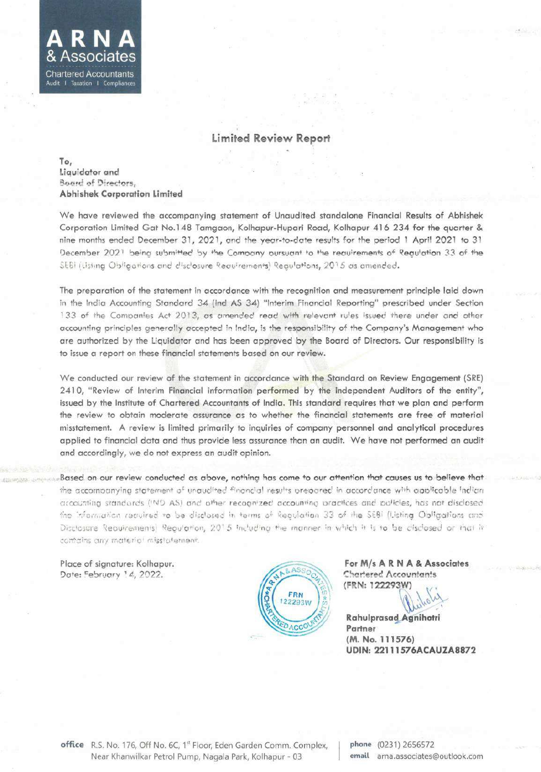**ARNA**
**& Associates**
Chartered Accountants
Audit | Taxation | Compliances

## Limited Review Report

To,
Liquidator and
Board of Directors,
**Abhishek Corporation Limited**

We have reviewed the accompanying statement of Unaudited standalone Financial Results of Abhishek Corporation Limited Gat No.148 Tamgaon, Kolhapur-Hupari Road, Kolhapur 416 234 for the quarter & nine months ended December 31, 2021, and the year-to-date results for the period 1 April 2021 to 31 December 2021 being submitted by the Company pursuant to the requirements of Regulation 33 of the SEBI (Listing Obligations and disclosure Requirements) Regulations, 2015 as amended.

The preparation of the statement in accordance with the recognition and measurement principle laid down in the India Accounting Standard 34 (Ind AS 34) "Interim Financial Reporting" prescribed under Section 133 of the Companies Act 2013, as amended read with relevant rules issued there under and other accounting principles generally accepted in India, is the responsibility of the Company's Management who are authorized by the Liquidator and has been approved by the Board of Directors. Our responsibility is to issue a report on these financial statements based on our review.

We conducted our review of the statement in accordance with the Standard on Review Engagement (SRE) 2410, "Review of Interim Financial information performed by the independent Auditors of the entity", issued by the Institute of Chartered Accountants of India. This standard requires that we plan and perform the review to obtain moderate assurance as to whether the financial statements are free of material misstatement. A review is limited primarily to inquiries of company personnel and analytical procedures applied to financial data and thus provide less assurance than an audit. We have not performed an audit and accordingly, we do not express an audit opinion.

Based on our review conducted as above, nothing has come to our attention that causes us to believe that the accompanying statement of unaudited financial results prepared in accordance with applicable Indian accounting standards (IND AS) and other recognized accounting practices and policies, has not disclosed the information required to be disclosed in terms of Regulation 33 of the SEBI (Listing Obligations and Disclosure Requirements) Regulation, 2015 including the manner in which it is to be disclosed or that it contains any material misstatement.

Place of signature: Kolhapur.
Date: February 14, 2022.

**For M/s A R N A & Associates**
**Chartered Accountants**
**(FRN: 122293W)**

**Rahulprasad Agnihotri**
**Partner**
**(M. No. 111576)**
**UDIN: 22111576ACAUZA8872**

**office** R.S. No. 176, Off No. 6C, 1st Floor, Eden Garden Comm. Complex, Near Khanwilkar Petrol Pump, Nagala Park, Kolhapur - 03
**phone** (0231) 2656572
**email** arna.associates@outlook.com